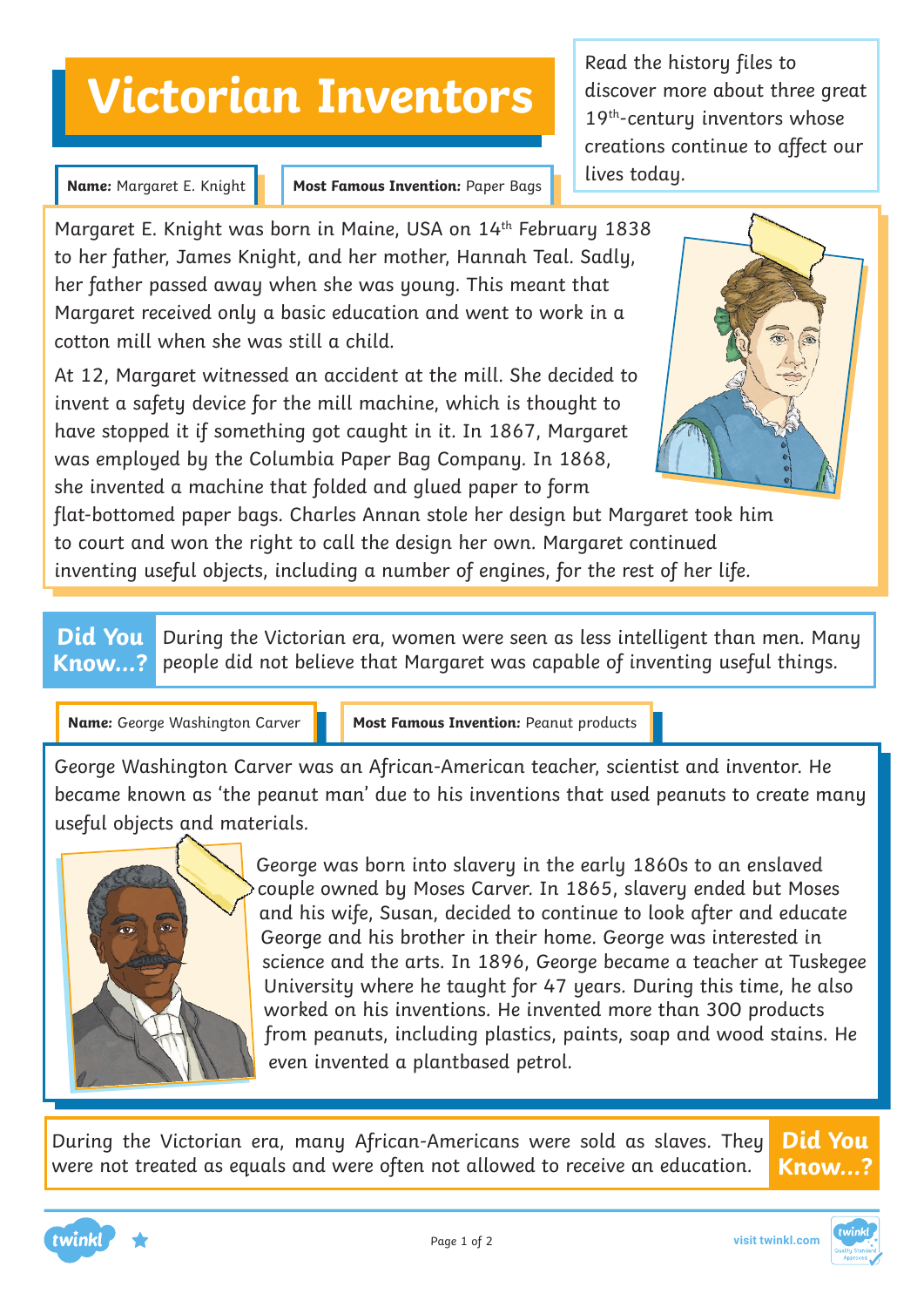# Victorian Inventors

Read the history files to discover more about three great 19th-century inventors whose creations continue to affect our lives today.

**Name:** Margaret E. Knight

**Most Famous Invention:** Paper Bags

Margaret E. Knight was born in Maine, USA on 14th February 1838 to her father, James Knight, and her mother, Hannah Teal. Sadly, her father passed away when she was young. This meant that Margaret received only a basic education and went to work in a cotton mill when she was still a child.

At 12, Margaret witnessed an accident at the mill. She decided to invent a safety device for the mill machine, which is thought to have stopped it if something got caught in it. In 1867, Margaret was employed by the Columbia Paper Bag Company. In 1868, she invented a machine that folded and glued paper to form flat-bottomed paper bags. Charles Annan stole her design but Margaret took him to court and won the right to call the design her own. Margaret continued inventing useful objects, including a number of engines, for the rest of her life.

**Did You Know...?** During the Victorian era, women were seen as less intelligent than men. Many people did not believe that Margaret was capable of inventing useful things.

**Name:** George Washington Carver

**Most Famous Invention:** Peanut products

George Washington Carver was an African-American teacher, scientist and inventor. He became known as 'the peanut man' due to his inventions that used peanuts to create many useful objects and materials.

George was born into slavery in the early 1860s to an enslaved couple owned by Moses Carver. In 1865, slavery ended but Moses and his wife, Susan, decided to continue to look after and educate George and his brother in their home. George was interested in science and the arts. In 1896, George became a teacher at Tuskegee University where he taught for 47 years. During this time, he also worked on his inventions. He invented more than 300 products from peanuts, including plastics, paints, soap and wood stains. He even invented a plantbased petrol.

**Did You Know...?** During the Victorian era, many African-Americans were sold as slaves. They were not treated as equals and were often not allowed to receive an education.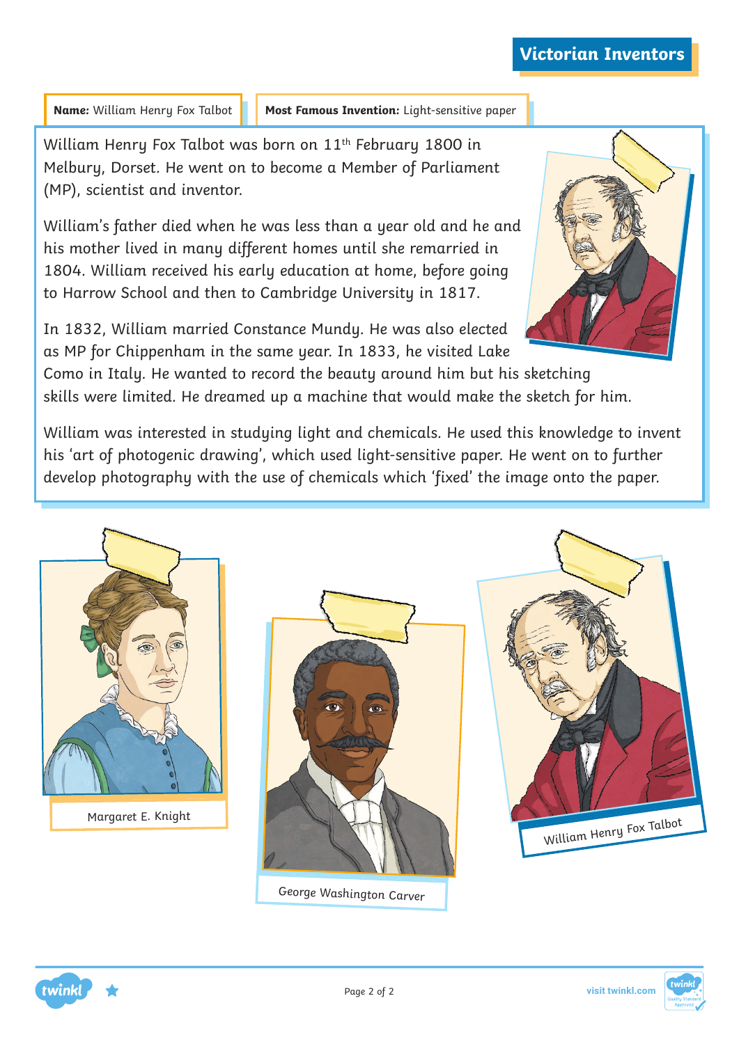# Victorian Inventors

**Name:** William Henry Fox Talbot

**Most Famous Invention:** Light-sensitive paper

William Henry Fox Talbot was born on 11th February 1800 in Melbury, Dorset. He went on to become a Member of Parliament (MP), scientist and inventor.

William's father died when he was less than a year old and he and his mother lived in many different homes until she remarried in 1804. William received his early education at home, before going to Harrow School and then to Cambridge University in 1817.

In 1832, William married Constance Mundy. He was also elected as MP for Chippenham in the same year. In 1833, he visited Lake Como in Italy. He wanted to record the beauty around him but his sketching skills were limited. He dreamed up a machine that would make the sketch for him.

William was interested in studying light and chemicals. He used this knowledge to invent his 'art of photogenic drawing', which used light-sensitive paper. He went on to further develop photography with the use of chemicals which 'fixed' the image onto the paper.

Margaret E. Knight

George Washington Carver

William Henry Fox Talbot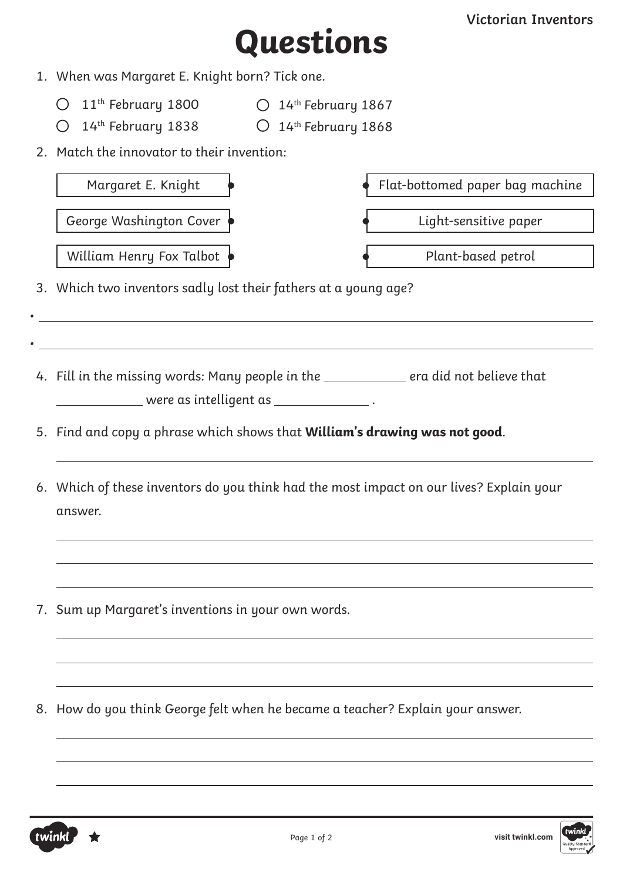# Questions

1. When was Margaret E. Knight born? Tick one.

   - ○ 11th February 1800
   - ○ 14th February 1867
   - ○ 14th February 1838
   - ○ 14th February 1868

2. Match the innovator to their invention:

| Innovator | Invention |
| --- | --- |
| Margaret E. Knight | Flat-bottomed paper bag machine |
| George Washington Cover | Light-sensitive paper |
| William Henry Fox Talbot | Plant-based petrol |

3. Which two inventors sadly lost their fathers at a young age?

   - ______________________________
   - ______________________________

4. Fill in the missing words: Many people in the ____________ era did not believe that ____________ were as intelligent as ____________ .

5. Find and copy a phrase which shows that **William's drawing was not good**.

   ______________________________

6. Which of these inventors do you think had the most impact on our lives? Explain your answer.

   ______________________________

   ______________________________

   ______________________________

7. Sum up Margaret's inventions in your own words.

   ______________________________

   ______________________________

   ______________________________

8. How do you think George felt when he became a teacher? Explain your answer.

   ______________________________

   ______________________________

   ______________________________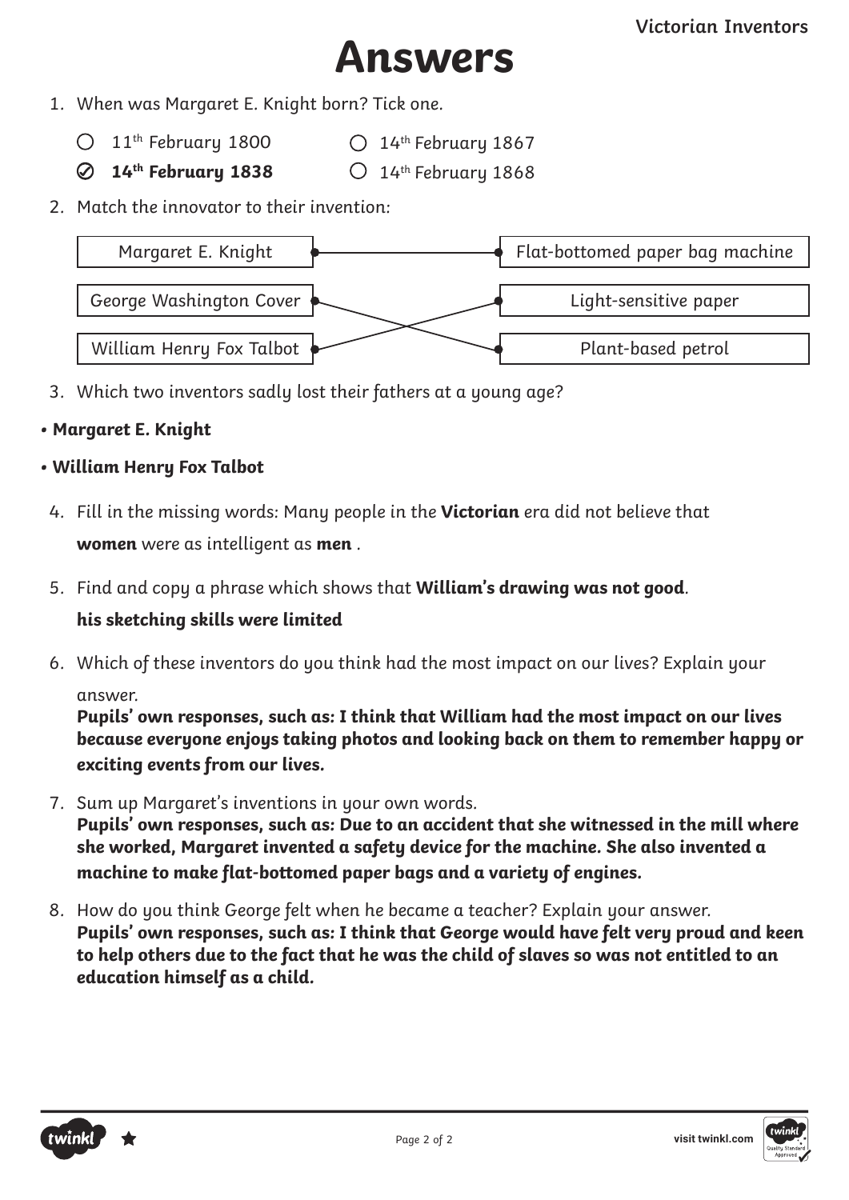# Answers

1. When was Margaret E. Knight born? Tick one.

   - ○ 11th February 1800
   - ⊘ **14th February 1838**
   - ○ 14th February 1867
   - ○ 14th February 1868

2. Match the innovator to their invention:

| Innovator | Invention |
| --- | --- |
| Margaret E. Knight | Flat-bottomed paper bag machine |
| George Washington Cover | Plant-based petrol |
| William Henry Fox Talbot | Light-sensitive paper |

3. Which two inventors sadly lost their fathers at a young age?

- **Margaret E. Knight**
- **William Henry Fox Talbot**

4. Fill in the missing words: Many people in the **Victorian** era did not believe that **women** were as intelligent as **men** .

5. Find and copy a phrase which shows that **William's drawing was not good**.

   **his sketching skills were limited**

6. Which of these inventors do you think had the most impact on our lives? Explain your answer.

   **Pupils' own responses, such as: I think that William had the most impact on our lives because everyone enjoys taking photos and looking back on them to remember happy or exciting events from our lives.**

7. Sum up Margaret's inventions in your own words.

   **Pupils' own responses, such as: Due to an accident that she witnessed in the mill where she worked, Margaret invented a safety device for the machine. She also invented a machine to make flat-bottomed paper bags and a variety of engines.**

8. How do you think George felt when he became a teacher? Explain your answer.

   **Pupils' own responses, such as: I think that George would have felt very proud and keen to help others due to the fact that he was the child of slaves so was not entitled to an education himself as a child.**